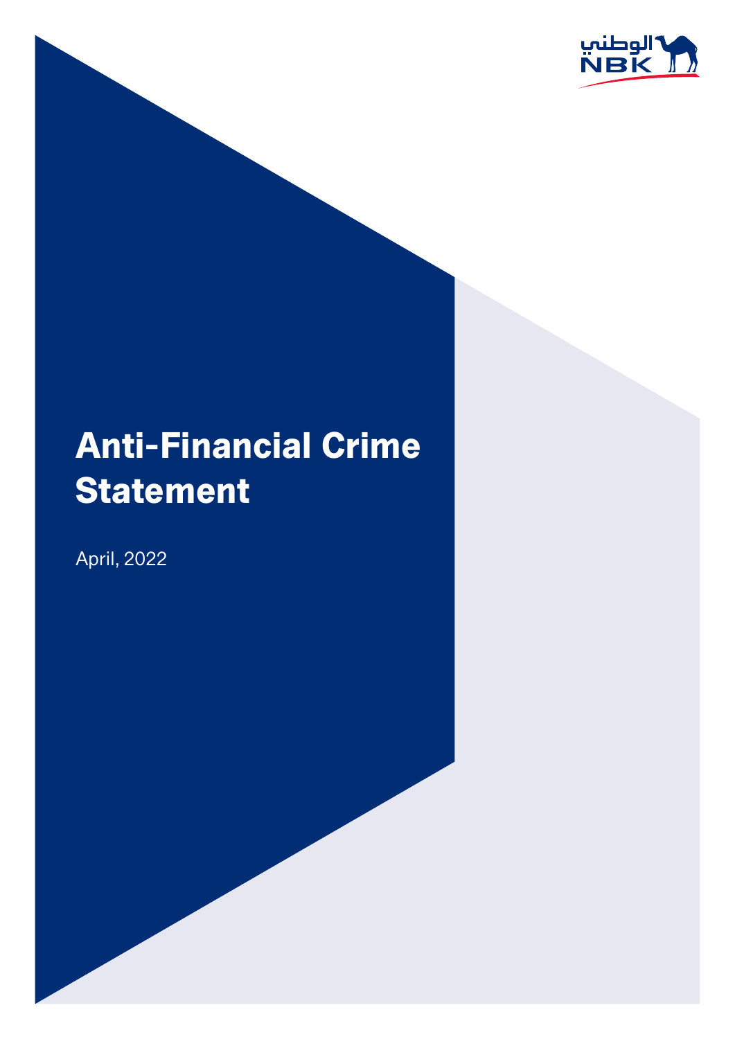الوطني
NBK

# Anti-Financial Crime Statement

April, 2022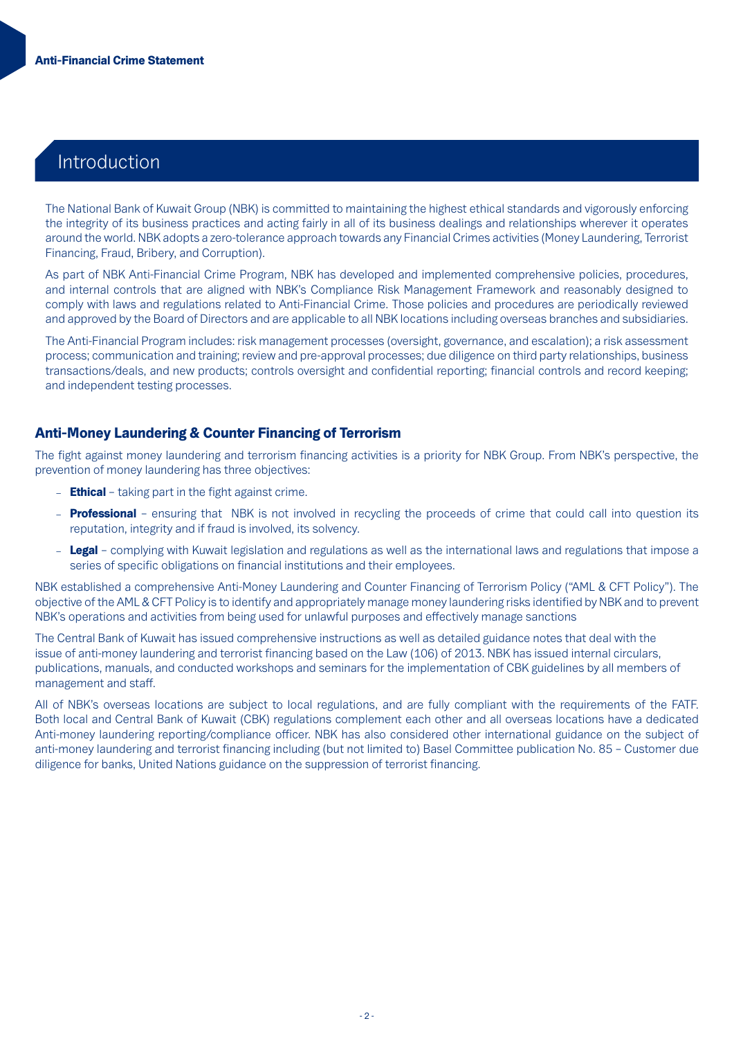## Introduction

The National Bank of Kuwait Group (NBK) is committed to maintaining the highest ethical standards and vigorously enforcing the integrity of its business practices and acting fairly in all of its business dealings and relationships wherever it operates around the world. NBK adopts a zero-tolerance approach towards any Financial Crimes activities (Money Laundering, Terrorist Financing, Fraud, Bribery, and Corruption).

As part of NBK Anti-Financial Crime Program, NBK has developed and implemented comprehensive policies, procedures, and internal controls that are aligned with NBK's Compliance Risk Management Framework and reasonably designed to comply with laws and regulations related to Anti-Financial Crime. Those policies and procedures are periodically reviewed and approved by the Board of Directors and are applicable to all NBK locations including overseas branches and subsidiaries.

The Anti-Financial Program includes: risk management processes (oversight, governance, and escalation); a risk assessment process; communication and training; review and pre-approval processes; due diligence on third party relationships, business transactions/deals, and new products; controls oversight and confidential reporting; financial controls and record keeping; and independent testing processes.

### Anti-Money Laundering & Counter Financing of Terrorism

The fight against money laundering and terrorism financing activities is a priority for NBK Group. From NBK's perspective, the prevention of money laundering has three objectives:

- **Ethical** – taking part in the fight against crime.
- **Professional** – ensuring that NBK is not involved in recycling the proceeds of crime that could call into question its reputation, integrity and if fraud is involved, its solvency.
- **Legal** – complying with Kuwait legislation and regulations as well as the international laws and regulations that impose a series of specific obligations on financial institutions and their employees.

NBK established a comprehensive Anti-Money Laundering and Counter Financing of Terrorism Policy ("AML & CFT Policy"). The objective of the AML & CFT Policy is to identify and appropriately manage money laundering risks identified by NBK and to prevent NBK's operations and activities from being used for unlawful purposes and effectively manage sanctions

The Central Bank of Kuwait has issued comprehensive instructions as well as detailed guidance notes that deal with the issue of anti-money laundering and terrorist financing based on the Law (106) of 2013. NBK has issued internal circulars, publications, manuals, and conducted workshops and seminars for the implementation of CBK guidelines by all members of management and staff.

All of NBK's overseas locations are subject to local regulations, and are fully compliant with the requirements of the FATF. Both local and Central Bank of Kuwait (CBK) regulations complement each other and all overseas locations have a dedicated Anti-money laundering reporting/compliance officer. NBK has also considered other international guidance on the subject of anti-money laundering and terrorist financing including (but not limited to) Basel Committee publication No. 85 – Customer due diligence for banks, United Nations guidance on the suppression of terrorist financing.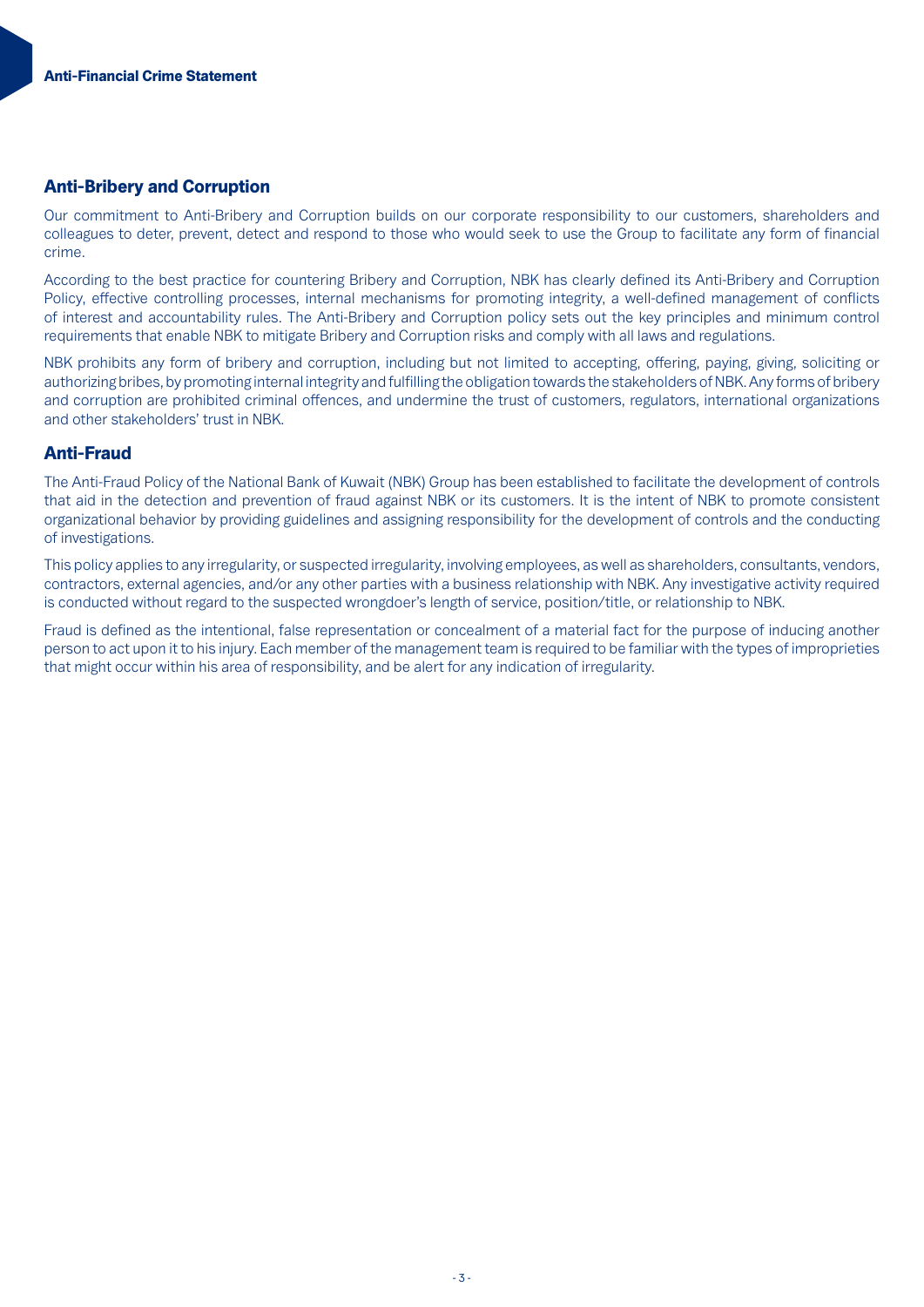## Anti-Bribery and Corruption

Our commitment to Anti-Bribery and Corruption builds on our corporate responsibility to our customers, shareholders and colleagues to deter, prevent, detect and respond to those who would seek to use the Group to facilitate any form of financial crime.

According to the best practice for countering Bribery and Corruption, NBK has clearly defined its Anti-Bribery and Corruption Policy, effective controlling processes, internal mechanisms for promoting integrity, a well-defined management of conflicts of interest and accountability rules. The Anti-Bribery and Corruption policy sets out the key principles and minimum control requirements that enable NBK to mitigate Bribery and Corruption risks and comply with all laws and regulations.

NBK prohibits any form of bribery and corruption, including but not limited to accepting, offering, paying, giving, soliciting or authorizing bribes, by promoting internal integrity and fulfilling the obligation towards the stakeholders of NBK. Any forms of bribery and corruption are prohibited criminal offences, and undermine the trust of customers, regulators, international organizations and other stakeholders' trust in NBK.

## Anti-Fraud

The Anti-Fraud Policy of the National Bank of Kuwait (NBK) Group has been established to facilitate the development of controls that aid in the detection and prevention of fraud against NBK or its customers. It is the intent of NBK to promote consistent organizational behavior by providing guidelines and assigning responsibility for the development of controls and the conducting of investigations.

This policy applies to any irregularity, or suspected irregularity, involving employees, as well as shareholders, consultants, vendors, contractors, external agencies, and/or any other parties with a business relationship with NBK. Any investigative activity required is conducted without regard to the suspected wrongdoer's length of service, position/title, or relationship to NBK.

Fraud is defined as the intentional, false representation or concealment of a material fact for the purpose of inducing another person to act upon it to his injury. Each member of the management team is required to be familiar with the types of improprieties that might occur within his area of responsibility, and be alert for any indication of irregularity.